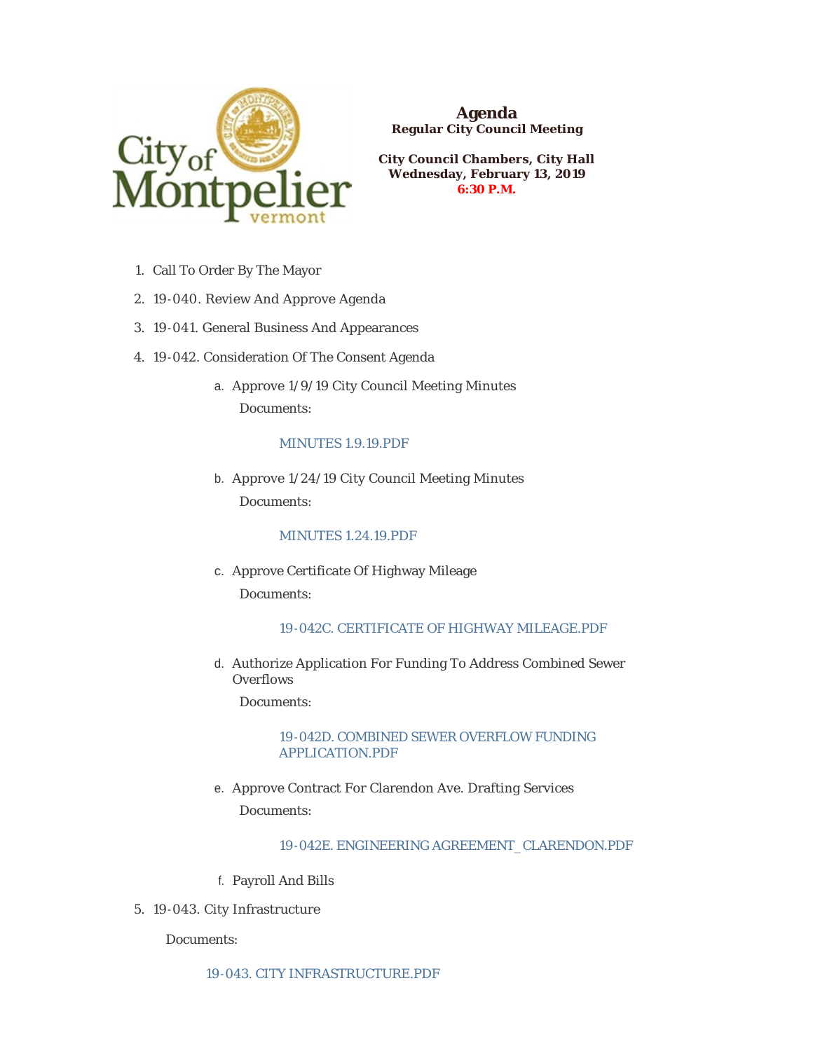# Agenda

**Regular City Council Meeting**

**City Council Chambers, City Hall**
**Wednesday, February 13, 2019**
**6:30 P.M.**

1. Call To Order By The Mayor
2. 19-040. Review And Approve Agenda
3. 19-041. General Business And Appearances
4. 19-042. Consideration Of The Consent Agenda
    a. Approve 1/9/19 City Council Meeting Minutes

       Documents:

       MINUTES 1.9.19.PDF

    b. Approve 1/24/19 City Council Meeting Minutes

       Documents:

       MINUTES 1.24.19.PDF

    c. Approve Certificate Of Highway Mileage

       Documents:

       19-042C. CERTIFICATE OF HIGHWAY MILEAGE.PDF

    d. Authorize Application For Funding To Address Combined Sewer Overflows

       Documents:

       19-042D. COMBINED SEWER OVERFLOW FUNDING APPLICATION.PDF

    e. Approve Contract For Clarendon Ave. Drafting Services

       Documents:

       19-042E. ENGINEERING AGREEMENT_ CLARENDON.PDF

    f. Payroll And Bills
5. 19-043. City Infrastructure

   Documents:

   19-043. CITY INFRASTRUCTURE.PDF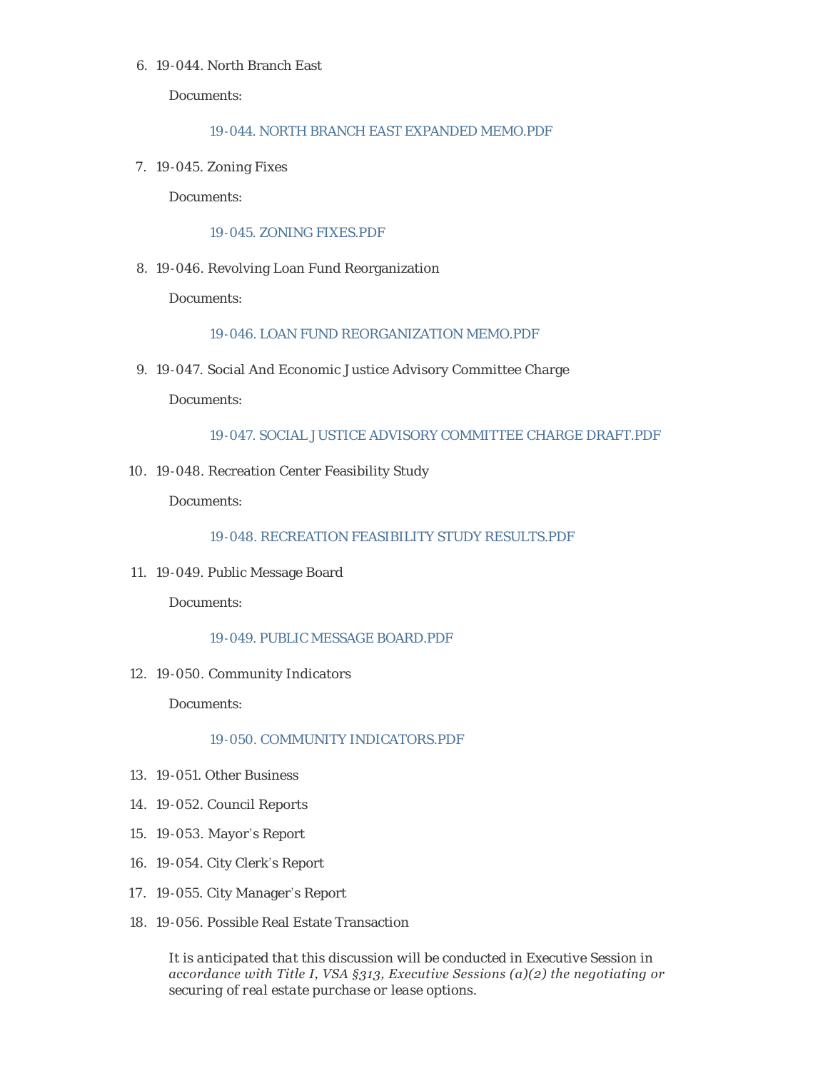6. 19-044. North Branch East

   Documents:

   19-044. NORTH BRANCH EAST EXPANDED MEMO.PDF

7. 19-045. Zoning Fixes

   Documents:

   19-045. ZONING FIXES.PDF

8. 19-046. Revolving Loan Fund Reorganization

   Documents:

   19-046. LOAN FUND REORGANIZATION MEMO.PDF

9. 19-047. Social And Economic Justice Advisory Committee Charge

   Documents:

   19-047. SOCIAL JUSTICE ADVISORY COMMITTEE CHARGE DRAFT.PDF

10. 19-048. Recreation Center Feasibility Study

    Documents:

    19-048. RECREATION FEASIBILITY STUDY RESULTS.PDF

11. 19-049. Public Message Board

    Documents:

    19-049. PUBLIC MESSAGE BOARD.PDF

12. 19-050. Community Indicators

    Documents:

    19-050. COMMUNITY INDICATORS.PDF

13. 19-051. Other Business
14. 19-052. Council Reports
15. 19-053. Mayor's Report
16. 19-054. City Clerk's Report
17. 19-055. City Manager's Report
18. 19-056. Possible Real Estate Transaction

    *It is anticipated that this discussion will be conducted in Executive Session in accordance with Title I, VSA §313, Executive Sessions (a)(2) the negotiating or securing of real estate purchase or lease options.*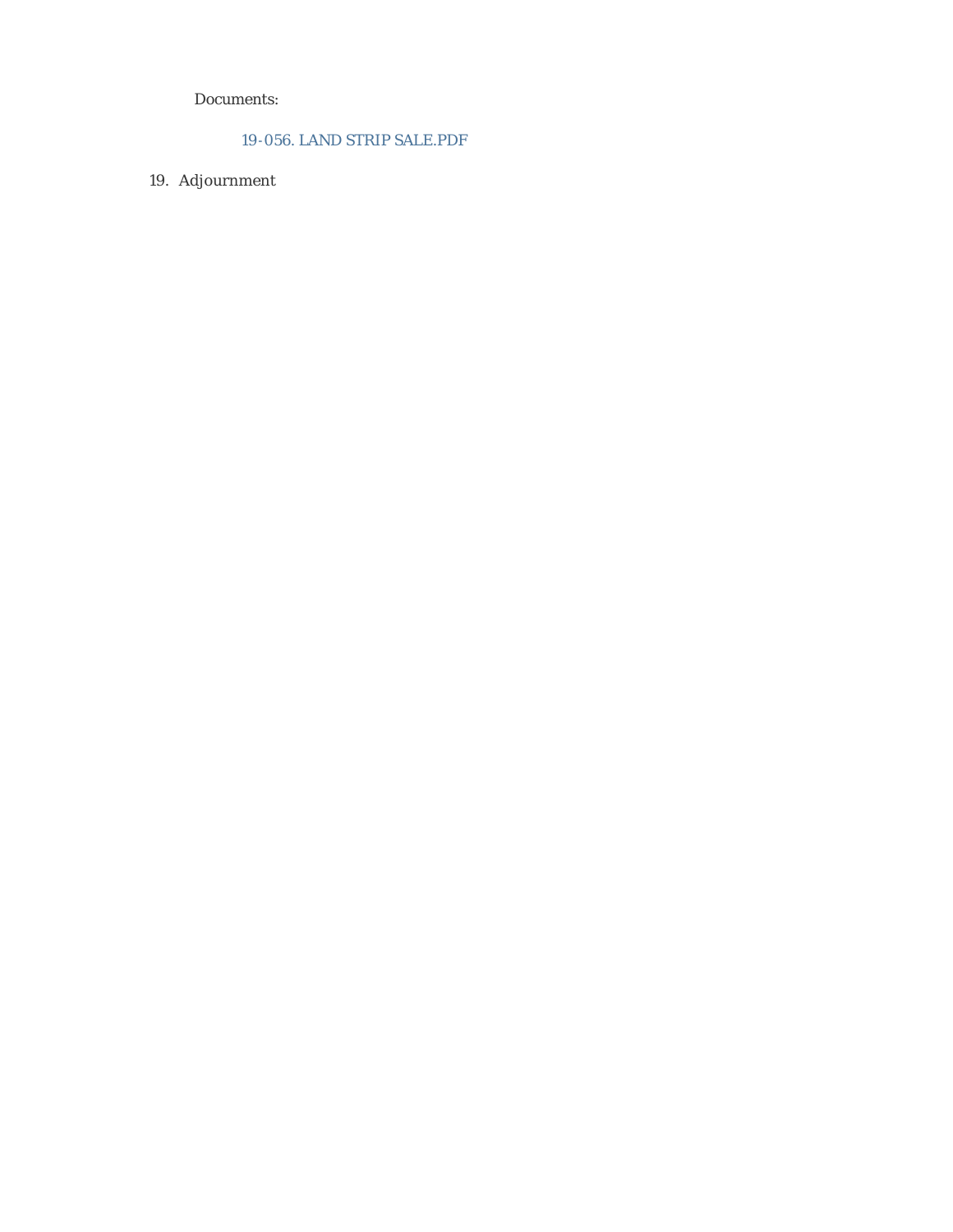Documents:

19-056. LAND STRIP SALE.PDF

19. Adjournment